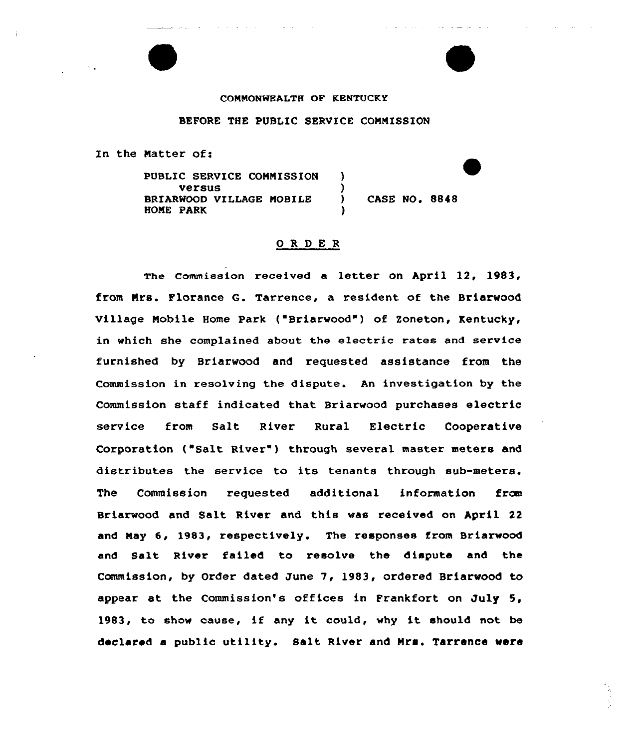COMMONWEALTH OF KENTUCKY

BEFORE THE PUBLIC SERVICE COMMISSION

In the Matter of:

PUBLIC SERVICE COMMISSION )
versus )
BRIARWOOD VILLAGE MOBILE ) CASE NO. 8848
HOME PARK )

## O R D E R

The Commission received a letter on April 12, 1983, from Mrs. Florance G. Tarrence, a resident of the Briarwood Village Mobile Home Park ("Briarwood") of Zoneton, Kentucky, in which she complained about the electric rates and service furnished by Briarwood and requested assistance from the Commission in resolving the dispute. An investigation by the Commission staff indicated that Briarwood purchases electric service from Salt River Rural Electric Cooperative Corporation ("Salt River") through several master meters and distributes the service to its tenants through sub-meters. The Commission requested additional information from Briarwood and Salt River and this was received on April 22 and May 6, 1983, respectively. The responses from Briarwood and Salt River failed to resolve the dispute and the Commission, by Order dated June 7, 1983, ordered Briarwood to appear at the Commission's offices in Frankfort on July 5, 1983, to show cause, if any it could, why it should not be declared a public utility. Salt River and Mrs. Tarrence were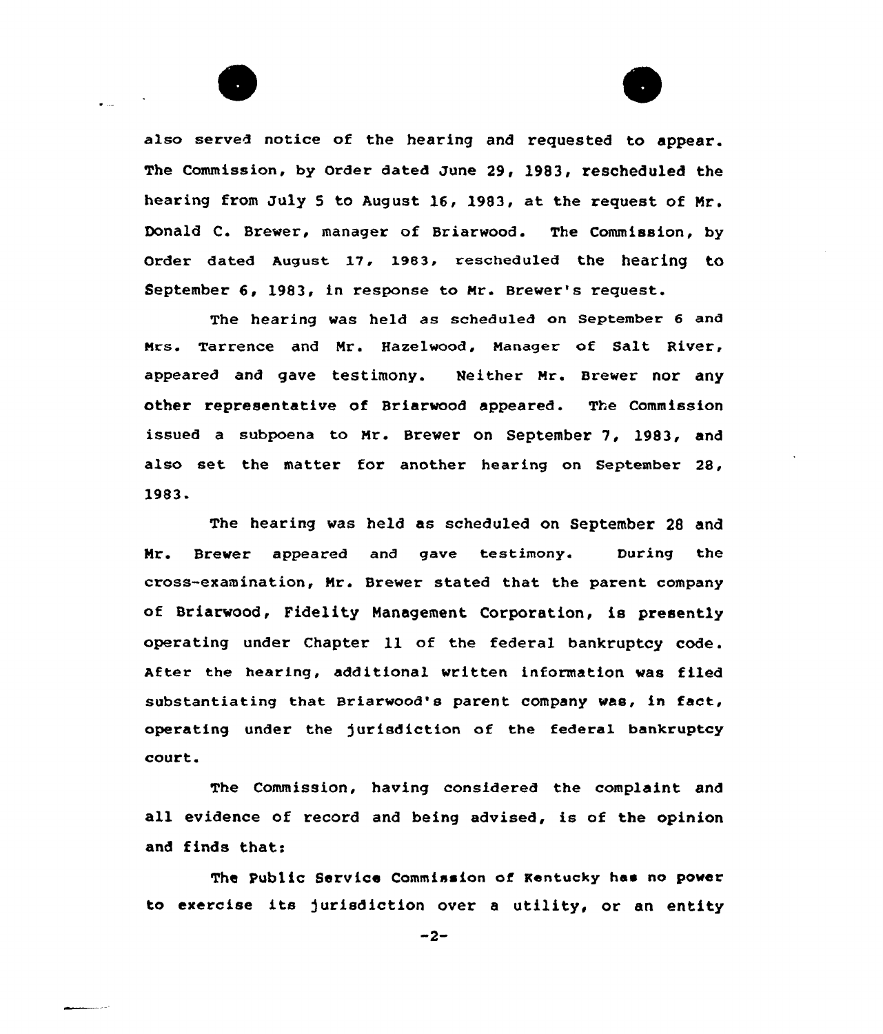also served notice of the hearing and requested to appear. The Commission, by Order dated June 29, 1983, rescheduled the hearing from July 5 to August 16, 1983, at the request of Mr. Donald C. Brewer, manager of Briarwood. The Commission, by Order dated August 17, 1983, rescheduled the hearing to September 6, 1983, in response to Mr. Brewer's request.

The hearing was held as scheduled on September 6 and Mrs. Tarrence and Mr. Hazelwood, Manager of Salt River, appeared and gave testimony. Neither Mr. Brewer nor any other representative of Briarwood appeared. The Commission issued a subpoena to Mr. Brewer on September 7, 1983, and also set the matter for another hearing on September 28, 1983.

The hearing was held as scheduled on September 28 and Mr. Brewer appeared and gave testimony. During the cross-examination, Mr. Brewer stated that the parent company of Briarwood, Fidelity Management Corporation, is presently operating under Chapter 11 of the federal bankruptcy code. After the hearing, additional written information was filed substantiating that Briarwood's parent company was, in fact, operating under the jurisdiction of the federal bankruptcy court.

The Commission, having considered the complaint and all evidence of record and being advised, is of the opinion and finds that:

The Public Service Commission of Kentucky has no power to exercise its jurisdiction over a utility, or an entity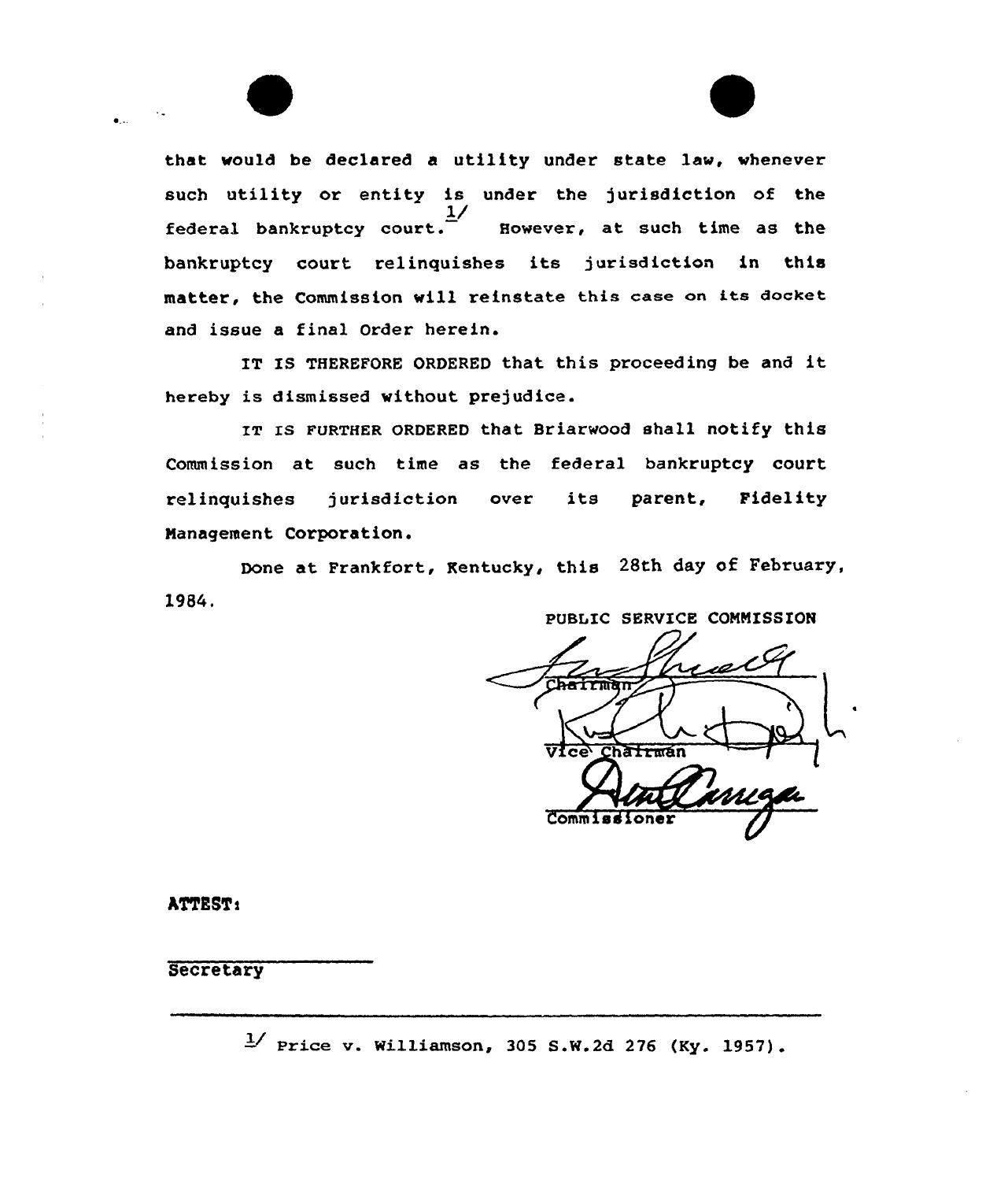that would be declared a utility under state law, whenever such utility or entity is under the jurisdiction of the federal bankruptcy court.[1] However, at such time as the bankruptcy court relinquishes its jurisdiction in this matter, the Commission will reinstate this case on its docket and issue a final Order herein.

IT IS THEREFORE ORDERED that this proceeding be and it hereby is dismissed without prejudice.

IT IS FURTHER ORDERED that Briarwood shall notify this Commission at such time as the federal bankruptcy court relinquishes jurisdiction over its parent, Fidelity Management Corporation.

Done at Frankfort, Kentucky, this 28th day of February, 1984.

PUBLIC SERVICE COMMISSION

Chairman

Vice Chairman

Commissioner

ATTEST:

Secretary

---

[1] Price v. Williamson, 305 S.W.2d 276 (Ky. 1957).